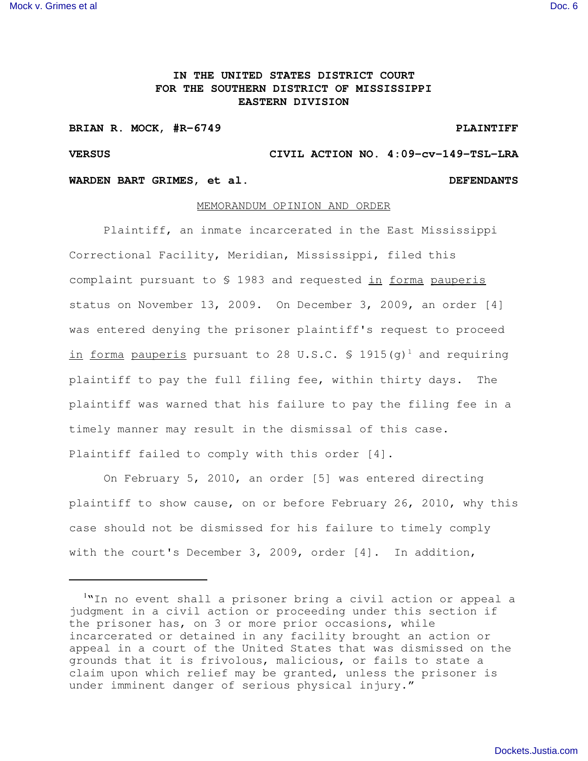**IN THE UNITED STATES DISTRICT COURT**
**FOR THE SOUTHERN DISTRICT OF MISSISSIPPI**
**EASTERN DIVISION**

**BRIAN R. MOCK, #R-6749** **PLAINTIFF**

**VERSUS** **CIVIL ACTION NO. 4:09-cv-149-TSL-LRA**

**WARDEN BART GRIMES, et al.** **DEFENDANTS**

MEMORANDUM OPINION AND ORDER

Plaintiff, an inmate incarcerated in the East Mississippi Correctional Facility, Meridian, Mississippi, filed this complaint pursuant to § 1983 and requested in forma pauperis status on November 13, 2009. On December 3, 2009, an order [4] was entered denying the prisoner plaintiff's request to proceed in forma pauperis pursuant to 28 U.S.C. § 1915(g)[1] and requiring plaintiff to pay the full filing fee, within thirty days. The plaintiff was warned that his failure to pay the filing fee in a timely manner may result in the dismissal of this case. Plaintiff failed to comply with this order [4].

On February 5, 2010, an order [5] was entered directing plaintiff to show cause, on or before February 26, 2010, why this case should not be dismissed for his failure to timely comply with the court's December 3, 2009, order [4]. In addition,

---

[1] "In no event shall a prisoner bring a civil action or appeal a judgment in a civil action or proceeding under this section if the prisoner has, on 3 or more prior occasions, while incarcerated or detained in any facility brought an action or appeal in a court of the United States that was dismissed on the grounds that it is frivolous, malicious, or fails to state a claim upon which relief may be granted, unless the prisoner is under imminent danger of serious physical injury."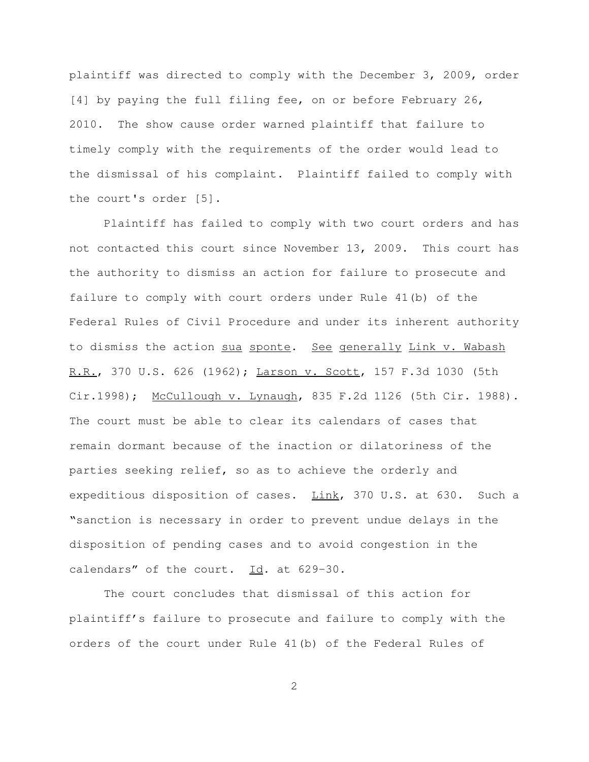plaintiff was directed to comply with the December 3, 2009, order [4] by paying the full filing fee, on or before February 26, 2010. The show cause order warned plaintiff that failure to timely comply with the requirements of the order would lead to the dismissal of his complaint. Plaintiff failed to comply with the court's order [5].

Plaintiff has failed to comply with two court orders and has not contacted this court since November 13, 2009. This court has the authority to dismiss an action for failure to prosecute and failure to comply with court orders under Rule 41(b) of the Federal Rules of Civil Procedure and under its inherent authority to dismiss the action sua sponte. See generally Link v. Wabash R.R., 370 U.S. 626 (1962); Larson v. Scott, 157 F.3d 1030 (5th Cir.1998); McCullough v. Lynaugh, 835 F.2d 1126 (5th Cir. 1988). The court must be able to clear its calendars of cases that remain dormant because of the inaction or dilatoriness of the parties seeking relief, so as to achieve the orderly and expeditious disposition of cases. Link, 370 U.S. at 630. Such a "sanction is necessary in order to prevent undue delays in the disposition of pending cases and to avoid congestion in the calendars" of the court. Id. at 629-30.

The court concludes that dismissal of this action for plaintiff's failure to prosecute and failure to comply with the orders of the court under Rule 41(b) of the Federal Rules of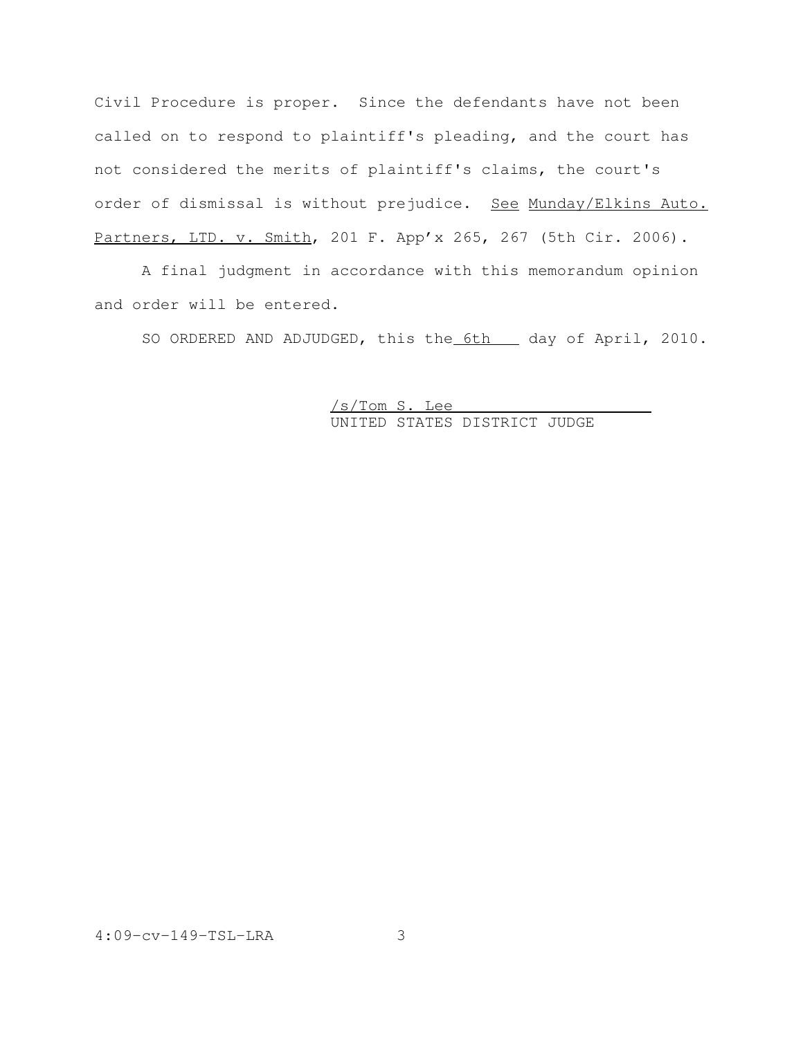Civil Procedure is proper. Since the defendants have not been called on to respond to plaintiff's pleading, and the court has not considered the merits of plaintiff's claims, the court's order of dismissal is without prejudice. See Munday/Elkins Auto. Partners, LTD. v. Smith, 201 F. App'x 265, 267 (5th Cir. 2006).

A final judgment in accordance with this memorandum opinion and order will be entered.

SO ORDERED AND ADJUDGED, this the 6th day of April, 2010.

/s/Tom S. Lee
UNITED STATES DISTRICT JUDGE

4:09-cv-149-TSL-LRA